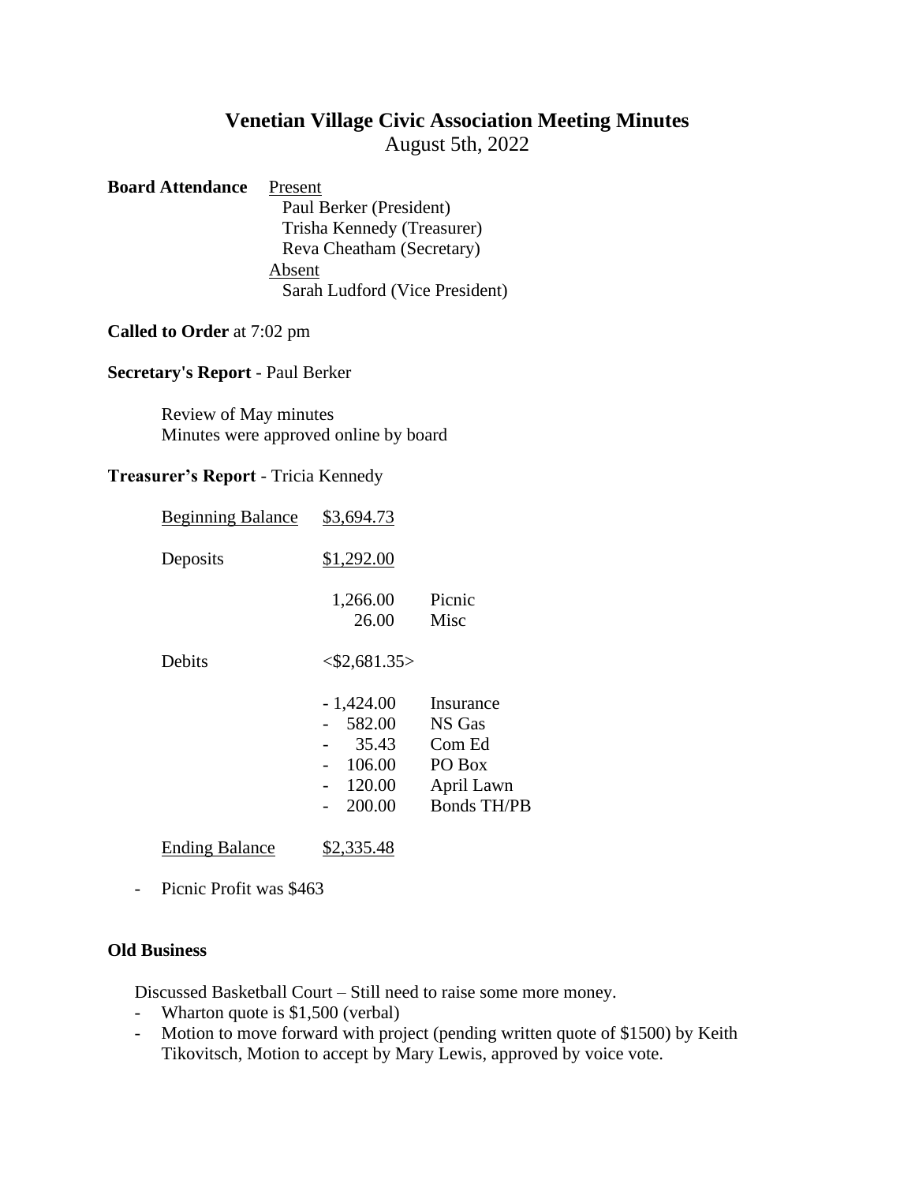# Venetian Village Civic Association Meeting Minutes

August 5th, 2022

**Board Attendance**

Present
- Paul Berker (President)
- Trisha Kennedy (Treasurer)
- Reva Cheatham (Secretary)

Absent
- Sarah Ludford (Vice President)

**Called to Order** at 7:02 pm

**Secretary's Report** - Paul Berker

Review of May minutes
Minutes were approved online by board

**Treasurer's Report** - Tricia Kennedy

| | | |
|---|---|---|
| Beginning Balance | $3,694.73 | |
| Deposits | $1,292.00 | |
| | 1,266.00 | Picnic |
| | 26.00 | Misc |
| Debits | <$2,681.35> | |
| | - 1,424.00 | Insurance |
| | - 582.00 | NS Gas |
| | - 35.43 | Com Ed |
| | - 106.00 | PO Box |
| | - 120.00 | April Lawn |
| | - 200.00 | Bonds TH/PB |
| Ending Balance | $2,335.48 | |

- Picnic Profit was $463

**Old Business**

Discussed Basketball Court – Still need to raise some more money.
- Wharton quote is $1,500 (verbal)
- Motion to move forward with project (pending written quote of $1500) by Keith Tikovitsch, Motion to accept by Mary Lewis, approved by voice vote.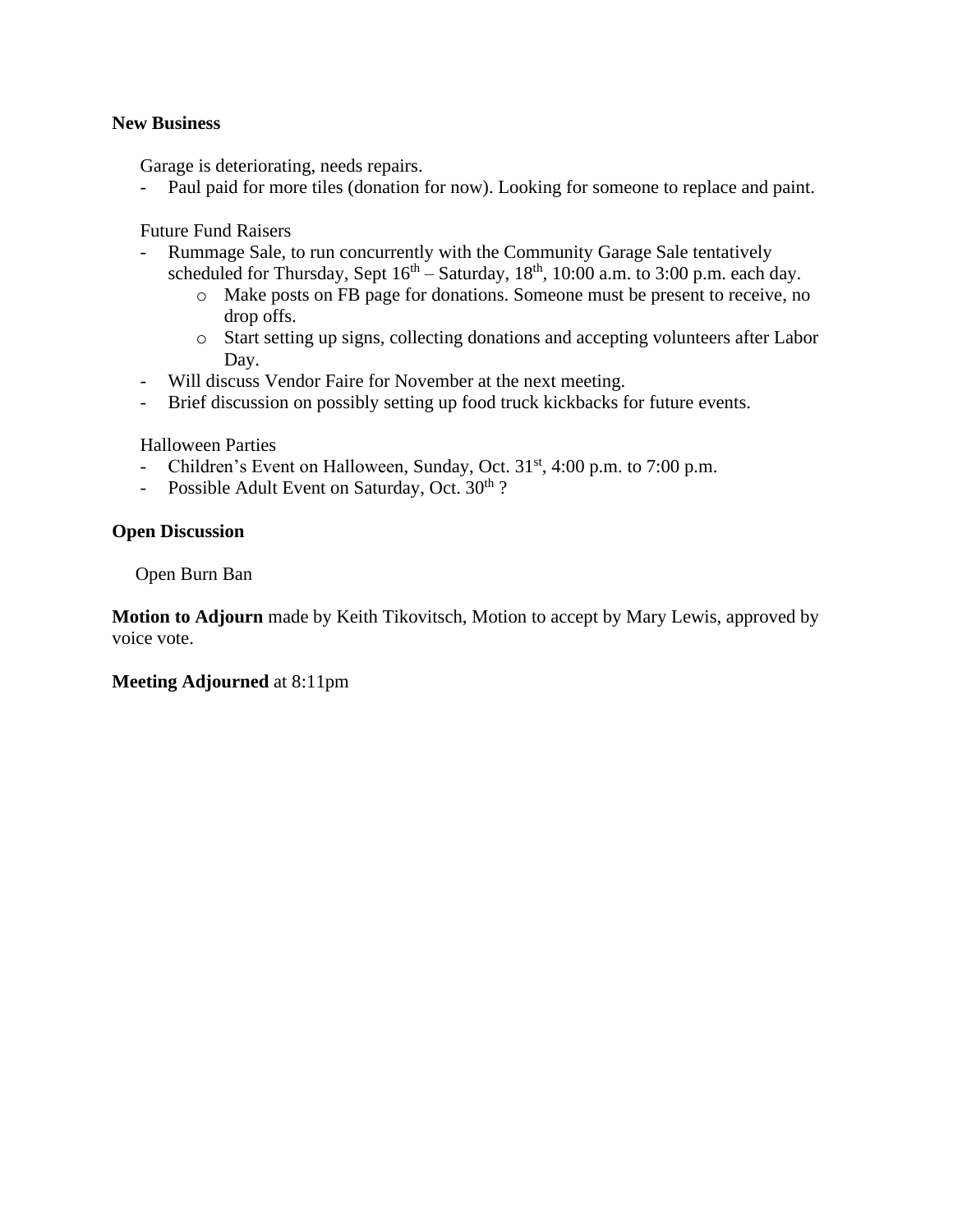**New Business**

Garage is deteriorating, needs repairs.

- Paul paid for more tiles (donation for now). Looking for someone to replace and paint.

Future Fund Raisers

- Rummage Sale, to run concurrently with the Community Garage Sale tentatively scheduled for Thursday, Sept 16th – Saturday, 18th, 10:00 a.m. to 3:00 p.m. each day.
  - Make posts on FB page for donations. Someone must be present to receive, no drop offs.
  - Start setting up signs, collecting donations and accepting volunteers after Labor Day.
- Will discuss Vendor Faire for November at the next meeting.
- Brief discussion on possibly setting up food truck kickbacks for future events.

Halloween Parties

- Children's Event on Halloween, Sunday, Oct. 31st, 4:00 p.m. to 7:00 p.m.
- Possible Adult Event on Saturday, Oct. 30th ?

**Open Discussion**

Open Burn Ban

**Motion to Adjourn** made by Keith Tikovitsch, Motion to accept by Mary Lewis, approved by voice vote.

**Meeting Adjourned** at 8:11pm